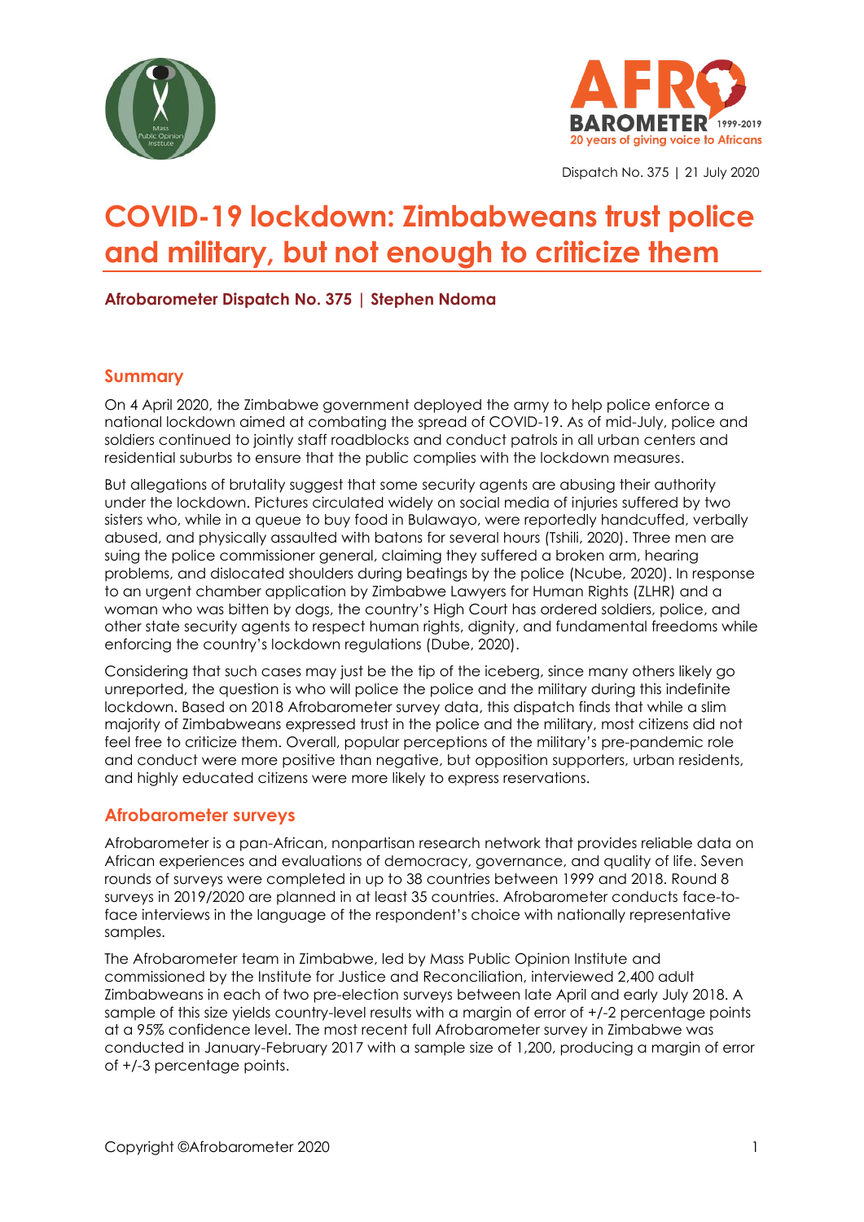Dispatch No. 375 | 21 July 2020

# COVID-19 lockdown: Zimbabweans trust police and military, but not enough to criticize them

**Afrobarometer Dispatch No. 375 | Stephen Ndoma**

## Summary

On 4 April 2020, the Zimbabwe government deployed the army to help police enforce a national lockdown aimed at combating the spread of COVID-19. As of mid-July, police and soldiers continued to jointly staff roadblocks and conduct patrols in all urban centers and residential suburbs to ensure that the public complies with the lockdown measures.

But allegations of brutality suggest that some security agents are abusing their authority under the lockdown. Pictures circulated widely on social media of injuries suffered by two sisters who, while in a queue to buy food in Bulawayo, were reportedly handcuffed, verbally abused, and physically assaulted with batons for several hours (Tshili, 2020). Three men are suing the police commissioner general, claiming they suffered a broken arm, hearing problems, and dislocated shoulders during beatings by the police (Ncube, 2020). In response to an urgent chamber application by Zimbabwe Lawyers for Human Rights (ZLHR) and a woman who was bitten by dogs, the country's High Court has ordered soldiers, police, and other state security agents to respect human rights, dignity, and fundamental freedoms while enforcing the country's lockdown regulations (Dube, 2020).

Considering that such cases may just be the tip of the iceberg, since many others likely go unreported, the question is who will police the police and the military during this indefinite lockdown. Based on 2018 Afrobarometer survey data, this dispatch finds that while a slim majority of Zimbabweans expressed trust in the police and the military, most citizens did not feel free to criticize them. Overall, popular perceptions of the military's pre-pandemic role and conduct were more positive than negative, but opposition supporters, urban residents, and highly educated citizens were more likely to express reservations.

## Afrobarometer surveys

Afrobarometer is a pan-African, nonpartisan research network that provides reliable data on African experiences and evaluations of democracy, governance, and quality of life. Seven rounds of surveys were completed in up to 38 countries between 1999 and 2018. Round 8 surveys in 2019/2020 are planned in at least 35 countries. Afrobarometer conducts face-to-face interviews in the language of the respondent's choice with nationally representative samples.

The Afrobarometer team in Zimbabwe, led by Mass Public Opinion Institute and commissioned by the Institute for Justice and Reconciliation, interviewed 2,400 adult Zimbabweans in each of two pre-election surveys between late April and early July 2018. A sample of this size yields country-level results with a margin of error of +/-2 percentage points at a 95% confidence level. The most recent full Afrobarometer survey in Zimbabwe was conducted in January-February 2017 with a sample size of 1,200, producing a margin of error of +/-3 percentage points.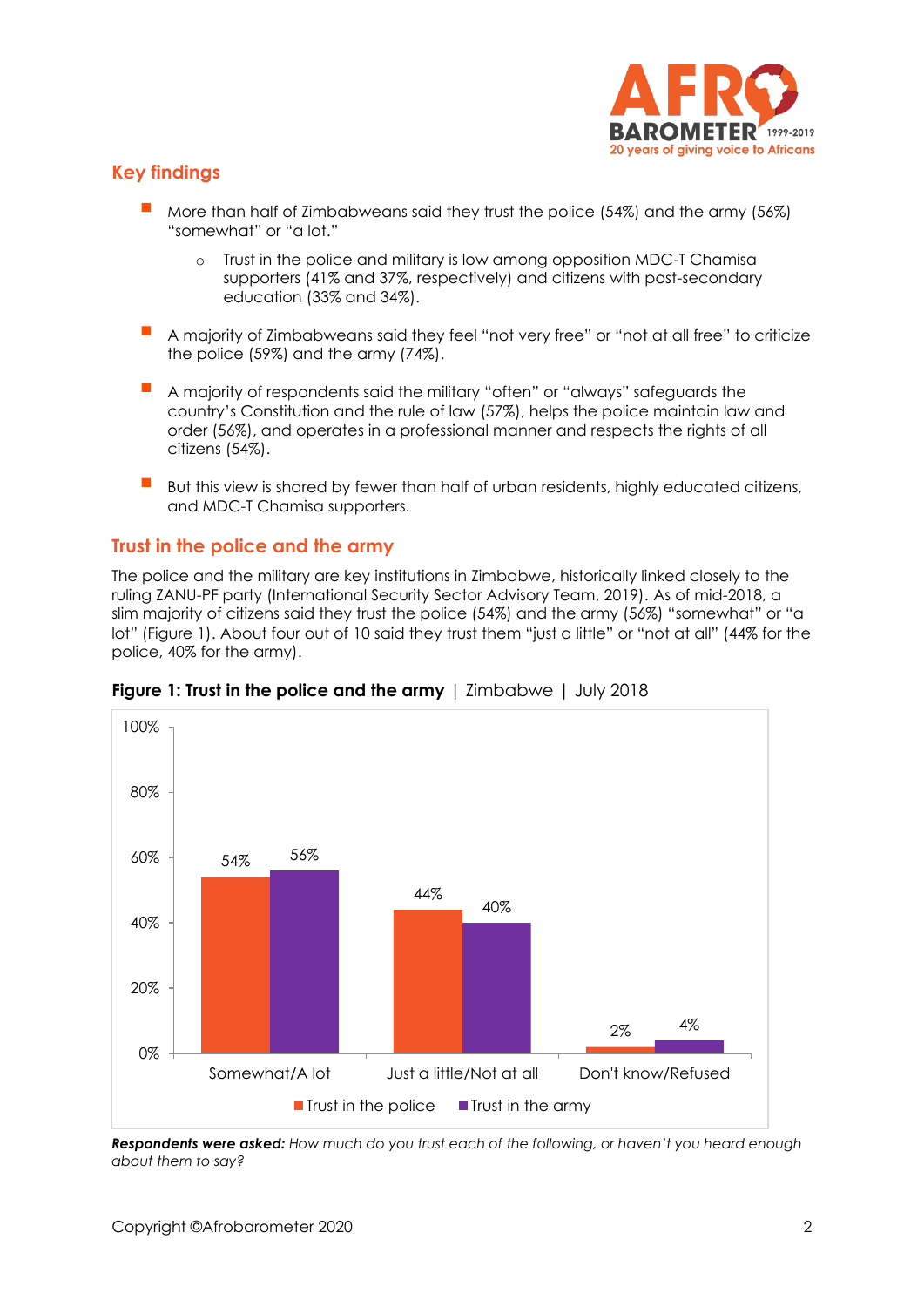## Key findings

- More than half of Zimbabweans said they trust the police (54%) and the army (56%) "somewhat" or "a lot."
  - Trust in the police and military is low among opposition MDC-T Chamisa supporters (41% and 37%, respectively) and citizens with post-secondary education (33% and 34%).
- A majority of Zimbabweans said they feel "not very free" or "not at all free" to criticize the police (59%) and the army (74%).
- A majority of respondents said the military "often" or "always" safeguards the country's Constitution and the rule of law (57%), helps the police maintain law and order (56%), and operates in a professional manner and respects the rights of all citizens (54%).
- But this view is shared by fewer than half of urban residents, highly educated citizens, and MDC-T Chamisa supporters.

## Trust in the police and the army

The police and the military are key institutions in Zimbabwe, historically linked closely to the ruling ZANU-PF party (International Security Sector Advisory Team, 2019). As of mid-2018, a slim majority of citizens said they trust the police (54%) and the army (56%) "somewhat" or "a lot" (Figure 1). About four out of 10 said they trust them "just a little" or "not at all" (44% for the police, 40% for the army).

**Figure 1: Trust in the police and the army** | Zimbabwe | July 2018

| | Trust in the police | Trust in the army |
|---|---|---|
| Somewhat/A lot | 54% | 56% |
| Just a little/Not at all | 44% | 40% |
| Don't know/Refused | 2% | 4% |

***Respondents were asked:*** *How much do you trust each of the following, or haven't you heard enough about them to say?*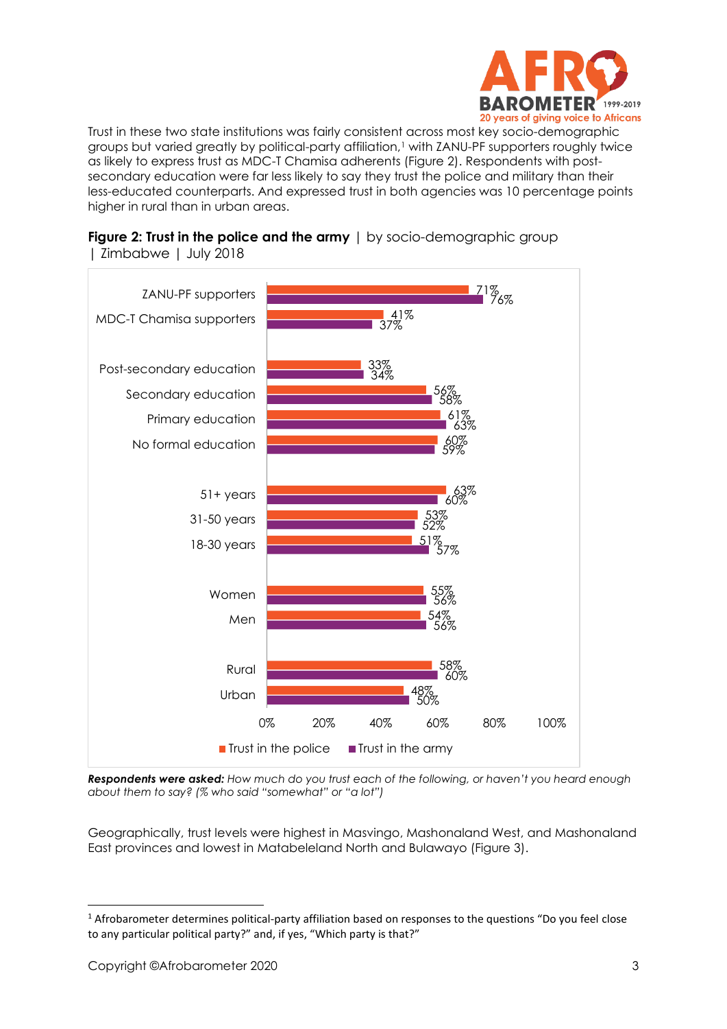Trust in these two state institutions was fairly consistent across most key socio-demographic groups but varied greatly by political-party affiliation,[1] with ZANU-PF supporters roughly twice as likely to express trust as MDC-T Chamisa adherents (Figure 2). Respondents with post-secondary education were far less likely to say they trust the police and military than their less-educated counterparts. And expressed trust in both agencies was 10 percentage points higher in rural than in urban areas.

**Figure 2: Trust in the police and the army** | by socio-demographic group | Zimbabwe | July 2018

| | Trust in the police | Trust in the army |
|---|---|---|
| ZANU-PF supporters | 71% | 76% |
| MDC-T Chamisa supporters | 41% | 37% |
| Post-secondary education | 33% | 34% |
| Secondary education | 56% | 58% |
| Primary education | 61% | 63% |
| No formal education | 60% | 59% |
| 51+ years | 63% | 60% |
| 31-50 years | 53% | 52% |
| 18-30 years | 51% | 57% |
| Women | 55% | 56% |
| Men | 54% | 56% |
| Rural | 58% | 60% |
| Urban | 48% | 50% |

***Respondents were asked:*** *How much do you trust each of the following, or haven't you heard enough about them to say? (% who said "somewhat" or "a lot")*

Geographically, trust levels were highest in Masvingo, Mashonaland West, and Mashonaland East provinces and lowest in Matabeleland North and Bulawayo (Figure 3).

---

[1] Afrobarometer determines political-party affiliation based on responses to the questions "Do you feel close to any particular political party?" and, if yes, "Which party is that?"

Copyright ©Afrobarometer 2020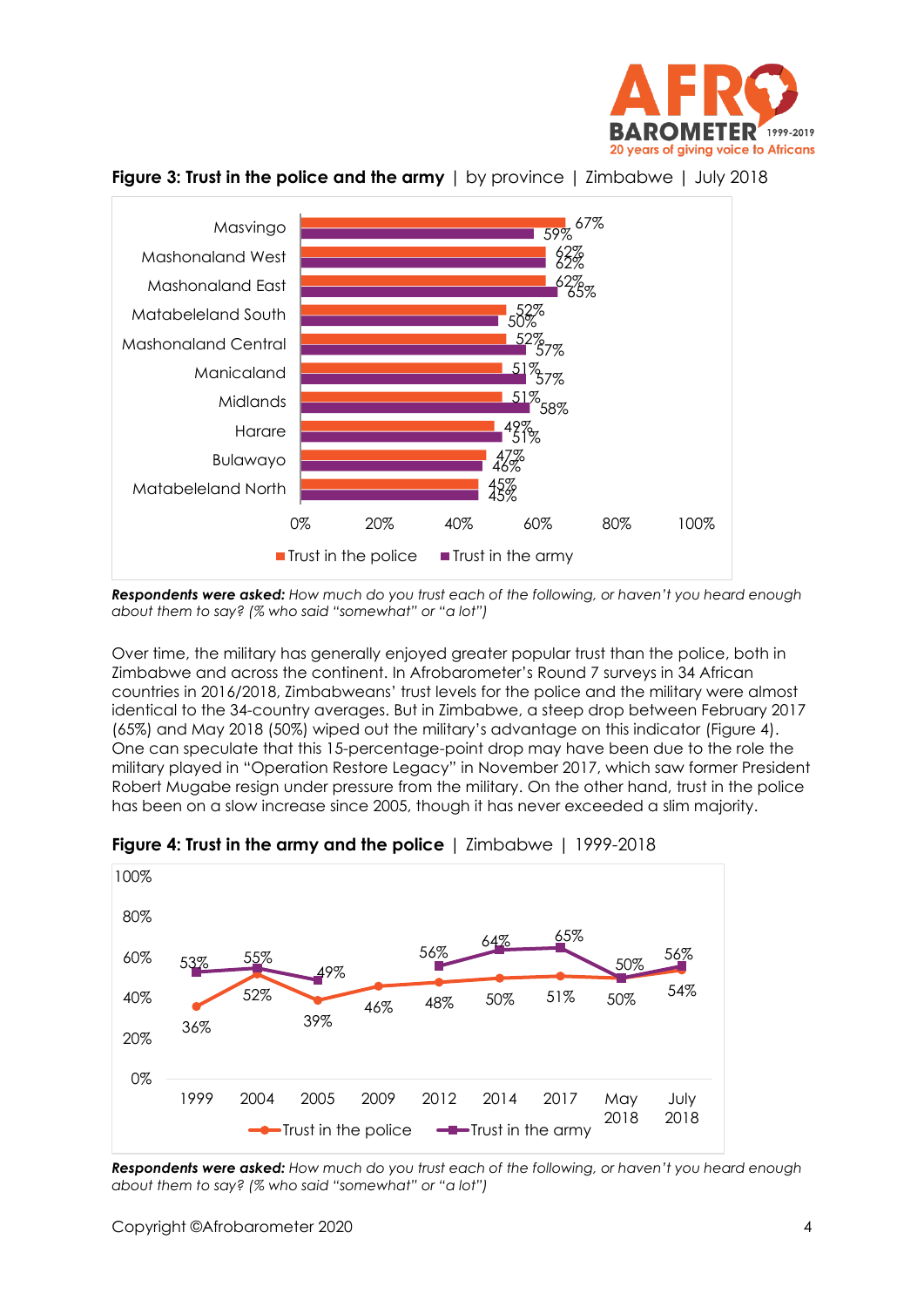**Figure 3: Trust in the police and the army** | by province | Zimbabwe | July 2018

| Province | Trust in the police | Trust in the army |
|---|---|---|
| Masvingo | 67% | 59% |
| Mashonaland West | 62% | 62% |
| Mashonaland East | 62% | 65% |
| Matabeleland South | 52% | 50% |
| Mashonaland Central | 52% | 57% |
| Manicaland | 51% | 57% |
| Midlands | 51% | 58% |
| Harare | 49% | 51% |
| Bulawayo | 47% | 46% |
| Matabeleland North | 45% | 45% |

***Respondents were asked:*** *How much do you trust each of the following, or haven't you heard enough about them to say? (% who said "somewhat" or "a lot")*

Over time, the military has generally enjoyed greater popular trust than the police, both in Zimbabwe and across the continent. In Afrobarometer's Round 7 surveys in 34 African countries in 2016/2018, Zimbabweans' trust levels for the police and the military were almost identical to the 34-country averages. But in Zimbabwe, a steep drop between February 2017 (65%) and May 2018 (50%) wiped out the military's advantage on this indicator (Figure 4). One can speculate that this 15-percentage-point drop may have been due to the role the military played in "Operation Restore Legacy" in November 2017, which saw former President Robert Mugabe resign under pressure from the military. On the other hand, trust in the police has been on a slow increase since 2005, though it has never exceeded a slim majority.

**Figure 4: Trust in the army and the police** | Zimbabwe | 1999-2018

| | 1999 | 2004 | 2005 | 2009 | 2012 | 2014 | 2017 | May 2018 | July 2018 |
|---|---|---|---|---|---|---|---|---|---|
| Trust in the police | 36% | 52% | 39% | 46% | 48% | 50% | 51% | 50% | 54% |
| Trust in the army | 53% | 55% | 49% | | 56% | 64% | 65% | 50% | 56% |

***Respondents were asked:*** *How much do you trust each of the following, or haven't you heard enough about them to say? (% who said "somewhat" or "a lot")*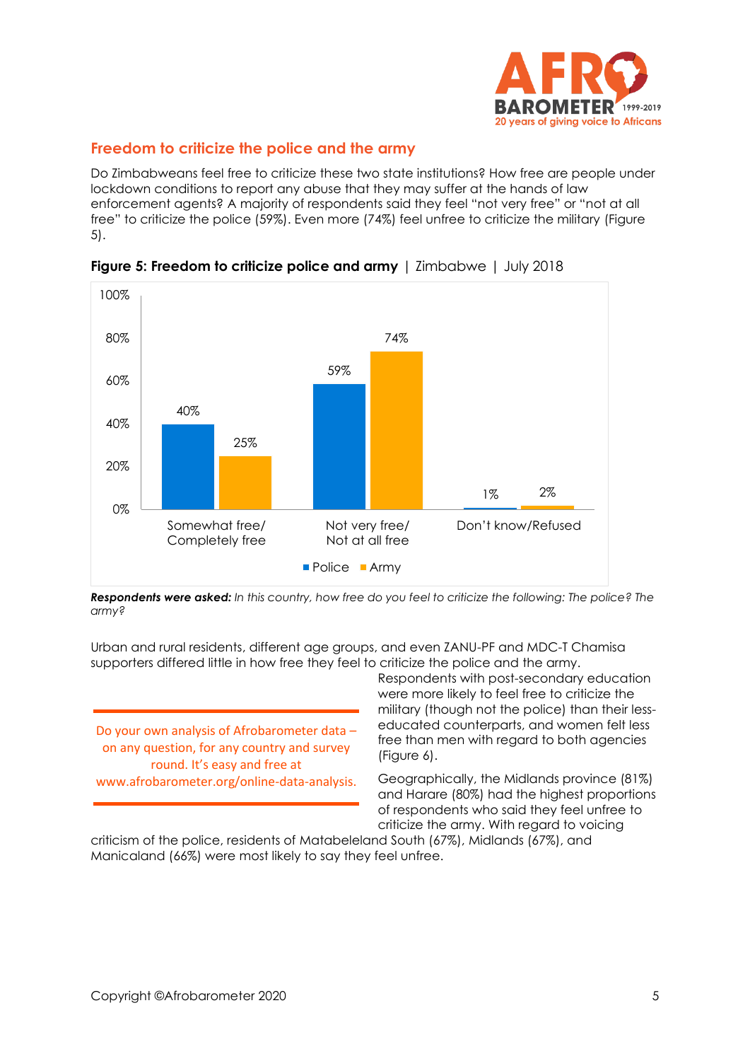## Freedom to criticize the police and the army

Do Zimbabweans feel free to criticize these two state institutions? How free are people under lockdown conditions to report any abuse that they may suffer at the hands of law enforcement agents? A majority of respondents said they feel "not very free" or "not at all free" to criticize the police (59%). Even more (74%) feel unfree to criticize the military (Figure 5).

**Figure 5: Freedom to criticize police and army** | Zimbabwe | July 2018

| | Police | Army |
|---|---|---|
| Somewhat free/ Completely free | 40% | 25% |
| Not very free/ Not at all free | 59% | 74% |
| Don't know/Refused | 1% | 2% |

***Respondents were asked:*** *In this country, how free do you feel to criticize the following: The police? The army?*

Urban and rural residents, different age groups, and even ZANU-PF and MDC-T Chamisa supporters differed little in how free they feel to criticize the police and the army. Respondents with post-secondary education were more likely to feel free to criticize the military (though not the police) than their less-educated counterparts, and women felt less free than men with regard to both agencies (Figure 6).

Geographically, the Midlands province (81%) and Harare (80%) had the highest proportions of respondents who said they feel unfree to criticize the army. With regard to voicing criticism of the police, residents of Matabeleland South (67%), Midlands (67%), and Manicaland (66%) were most likely to say they feel unfree.

Do your own analysis of Afrobarometer data – on any question, for any country and survey round. It's easy and free at www.afrobarometer.org/online-data-analysis.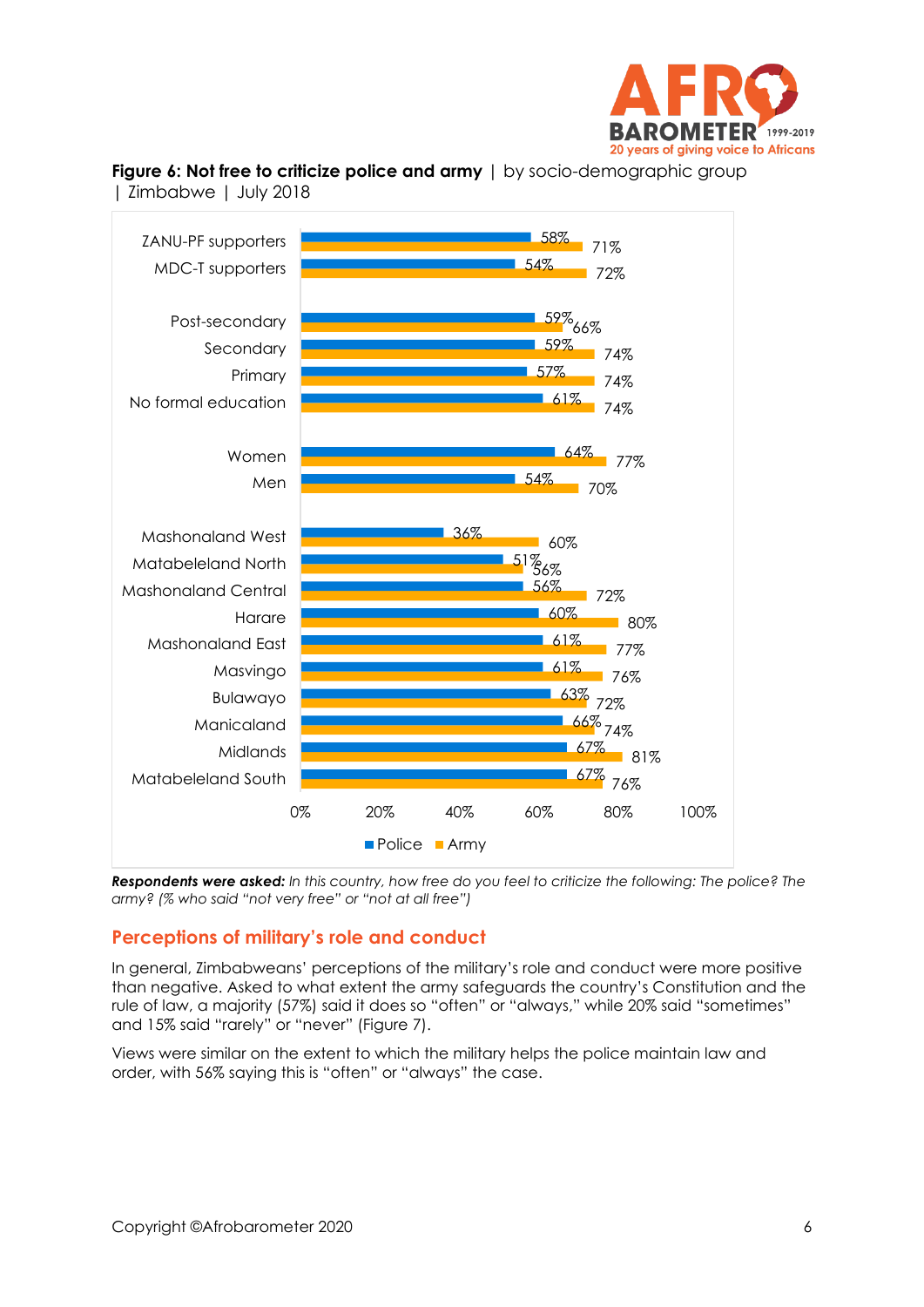**Figure 6: Not free to criticize police and army** | by socio-demographic group | Zimbabwe | July 2018

| | Police | Army |
|---|---|---|
| ZANU-PF supporters | 58% | 71% |
| MDC-T supporters | 54% | 72% |
| Post-secondary | 59% | 66% |
| Secondary | 59% | 74% |
| Primary | 57% | 74% |
| No formal education | 61% | 74% |
| Women | 64% | 77% |
| Men | 54% | 70% |
| Mashonaland West | 36% | 60% |
| Matabeleland North | 51% | 56% |
| Mashonaland Central | 56% | 72% |
| Harare | 60% | 80% |
| Mashonaland East | 61% | 77% |
| Masvingo | 61% | 76% |
| Bulawayo | 63% | 72% |
| Manicaland | 66% | 74% |
| Midlands | 67% | 81% |
| Matabeleland South | 67% | 76% |

***Respondents were asked:*** *In this country, how free do you feel to criticize the following: The police? The army? (% who said "not very free" or "not at all free")*

## Perceptions of military's role and conduct

In general, Zimbabweans' perceptions of the military's role and conduct were more positive than negative. Asked to what extent the army safeguards the country's Constitution and the rule of law, a majority (57%) said it does so "often" or "always," while 20% said "sometimes" and 15% said "rarely" or "never" (Figure 7).

Views were similar on the extent to which the military helps the police maintain law and order, with 56% saying this is "often" or "always" the case.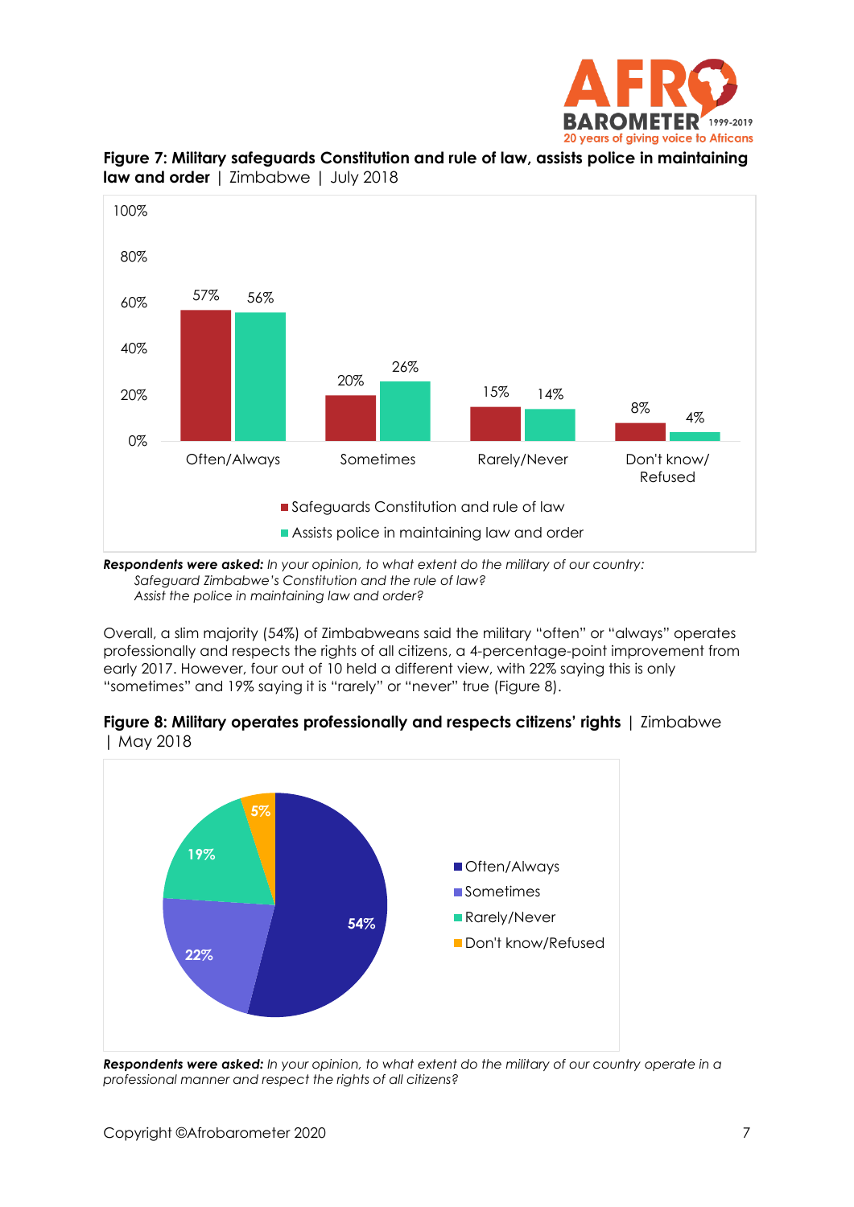**Figure 7: Military safeguards Constitution and rule of law, assists police in maintaining law and order** | Zimbabwe | July 2018

| | Safeguards Constitution and rule of law | Assists police in maintaining law and order |
|---|---|---|
| Often/Always | 57% | 56% |
| Sometimes | 20% | 26% |
| Rarely/Never | 15% | 14% |
| Don't know/ Refused | 8% | 4% |

***Respondents were asked:*** *In your opinion, to what extent do the military of our country:*
*Safeguard Zimbabwe's Constitution and the rule of law?*
*Assist the police in maintaining law and order?*

Overall, a slim majority (54%) of Zimbabweans said the military "often" or "always" operates professionally and respects the rights of all citizens, a 4-percentage-point improvement from early 2017. However, four out of 10 held a different view, with 22% saying this is only "sometimes" and 19% saying it is "rarely" or "never" true (Figure 8).

**Figure 8: Military operates professionally and respects citizens' rights** | Zimbabwe | May 2018

| Response | Percentage |
|---|---|
| Often/Always | 54% |
| Sometimes | 22% |
| Rarely/Never | 19% |
| Don't know/Refused | 5% |

***Respondents were asked:*** *In your opinion, to what extent do the military of our country operate in a professional manner and respect the rights of all citizens?*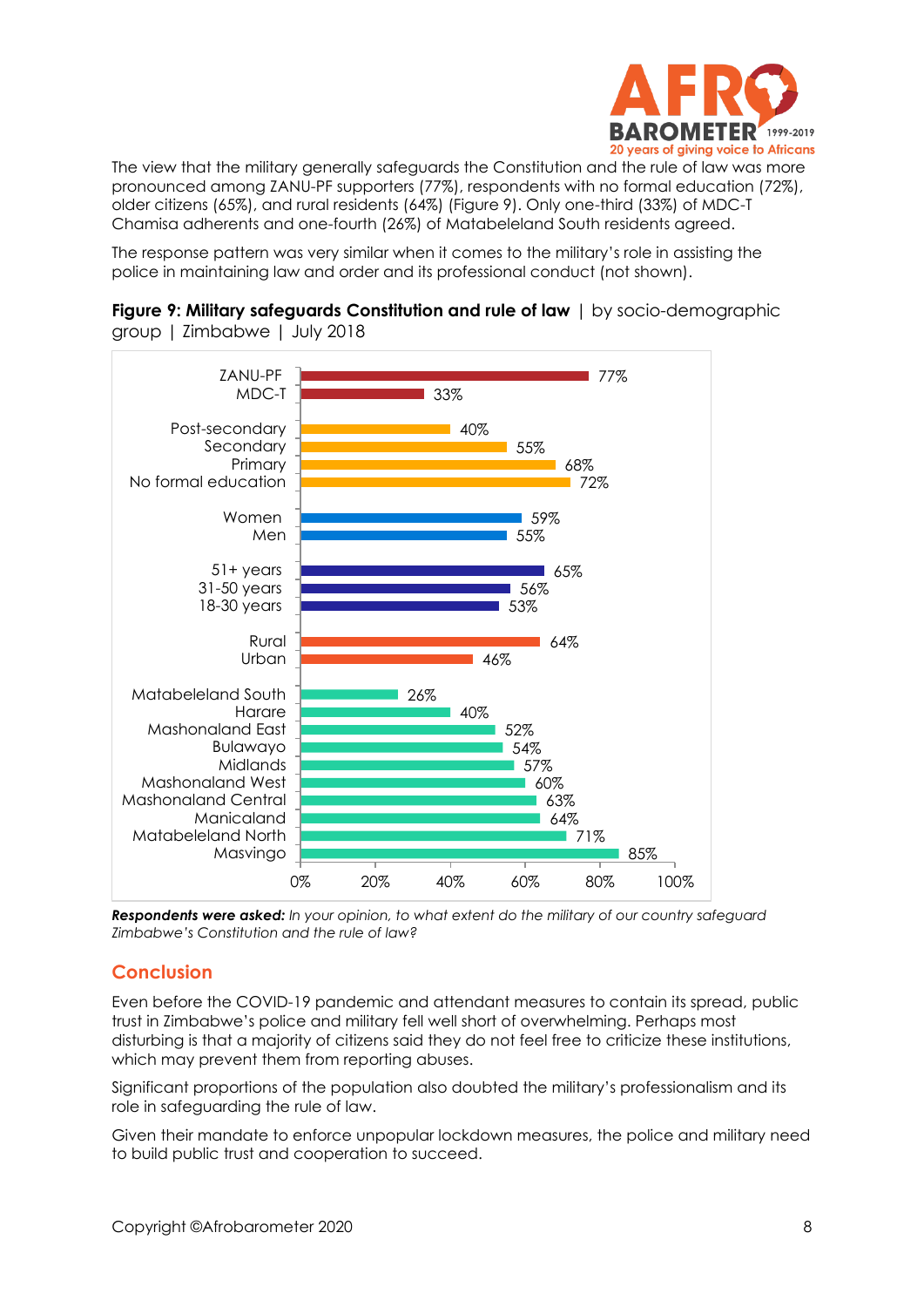The view that the military generally safeguards the Constitution and the rule of law was more pronounced among ZANU-PF supporters (77%), respondents with no formal education (72%), older citizens (65%), and rural residents (64%) (Figure 9). Only one-third (33%) of MDC-T Chamisa adherents and one-fourth (26%) of Matabeleland South residents agreed.

The response pattern was very similar when it comes to the military's role in assisting the police in maintaining law and order and its professional conduct (not shown).

**Figure 9: Military safeguards Constitution and rule of law** | by socio-demographic group | Zimbabwe | July 2018

| Group | % |
|---|---|
| ZANU-PF | 77% |
| MDC-T | 33% |
| Post-secondary | 40% |
| Secondary | 55% |
| Primary | 68% |
| No formal education | 72% |
| Women | 59% |
| Men | 55% |
| 51+ years | 65% |
| 31-50 years | 56% |
| 18-30 years | 53% |
| Rural | 64% |
| Urban | 46% |
| Matabeleland South | 26% |
| Harare | 40% |
| Mashonaland East | 52% |
| Bulawayo | 54% |
| Midlands | 57% |
| Mashonaland West | 60% |
| Mashonaland Central | 63% |
| Manicaland | 64% |
| Matabeleland North | 71% |
| Masvingo | 85% |

***Respondents were asked:*** *In your opinion, to what extent do the military of our country safeguard Zimbabwe's Constitution and the rule of law?*

## Conclusion

Even before the COVID-19 pandemic and attendant measures to contain its spread, public trust in Zimbabwe's police and military fell well short of overwhelming. Perhaps most disturbing is that a majority of citizens said they do not feel free to criticize these institutions, which may prevent them from reporting abuses.

Significant proportions of the population also doubted the military's professionalism and its role in safeguarding the rule of law.

Given their mandate to enforce unpopular lockdown measures, the police and military need to build public trust and cooperation to succeed.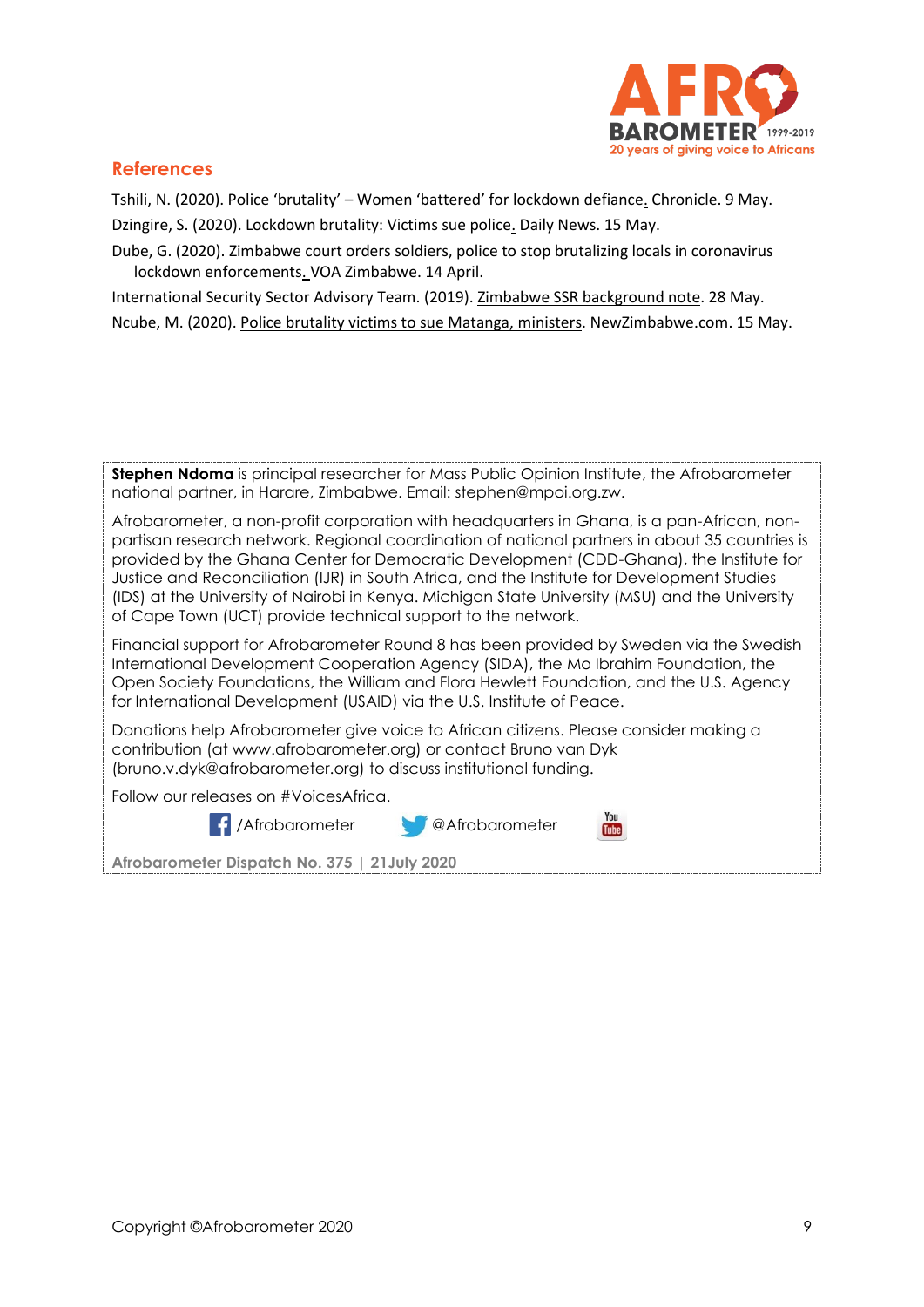## References

Tshili, N. (2020). Police 'brutality' – Women 'battered' for lockdown defiance. Chronicle. 9 May.

Dzingire, S. (2020). Lockdown brutality: Victims sue police. Daily News. 15 May.

Dube, G. (2020). Zimbabwe court orders soldiers, police to stop brutalizing locals in coronavirus lockdown enforcements. VOA Zimbabwe. 14 April.

International Security Sector Advisory Team. (2019). Zimbabwe SSR background note. 28 May.

Ncube, M. (2020). Police brutality victims to sue Matanga, ministers. NewZimbabwe.com. 15 May.

**Stephen Ndoma** is principal researcher for Mass Public Opinion Institute, the Afrobarometer national partner, in Harare, Zimbabwe. Email: stephen@mpoi.org.zw.

Afrobarometer, a non-profit corporation with headquarters in Ghana, is a pan-African, non-partisan research network. Regional coordination of national partners in about 35 countries is provided by the Ghana Center for Democratic Development (CDD-Ghana), the Institute for Justice and Reconciliation (IJR) in South Africa, and the Institute for Development Studies (IDS) at the University of Nairobi in Kenya. Michigan State University (MSU) and the University of Cape Town (UCT) provide technical support to the network.

Financial support for Afrobarometer Round 8 has been provided by Sweden via the Swedish International Development Cooperation Agency (SIDA), the Mo Ibrahim Foundation, the Open Society Foundations, the William and Flora Hewlett Foundation, and the U.S. Agency for International Development (USAID) via the U.S. Institute of Peace.

Donations help Afrobarometer give voice to African citizens. Please consider making a contribution (at www.afrobarometer.org) or contact Bruno van Dyk (bruno.v.dyk@afrobarometer.org) to discuss institutional funding.

Follow our releases on #VoicesAfrica.

/Afrobarometer @Afrobarometer

**Afrobarometer Dispatch No. 375 | 21 July 2020**

Copyright ©Afrobarometer 2020